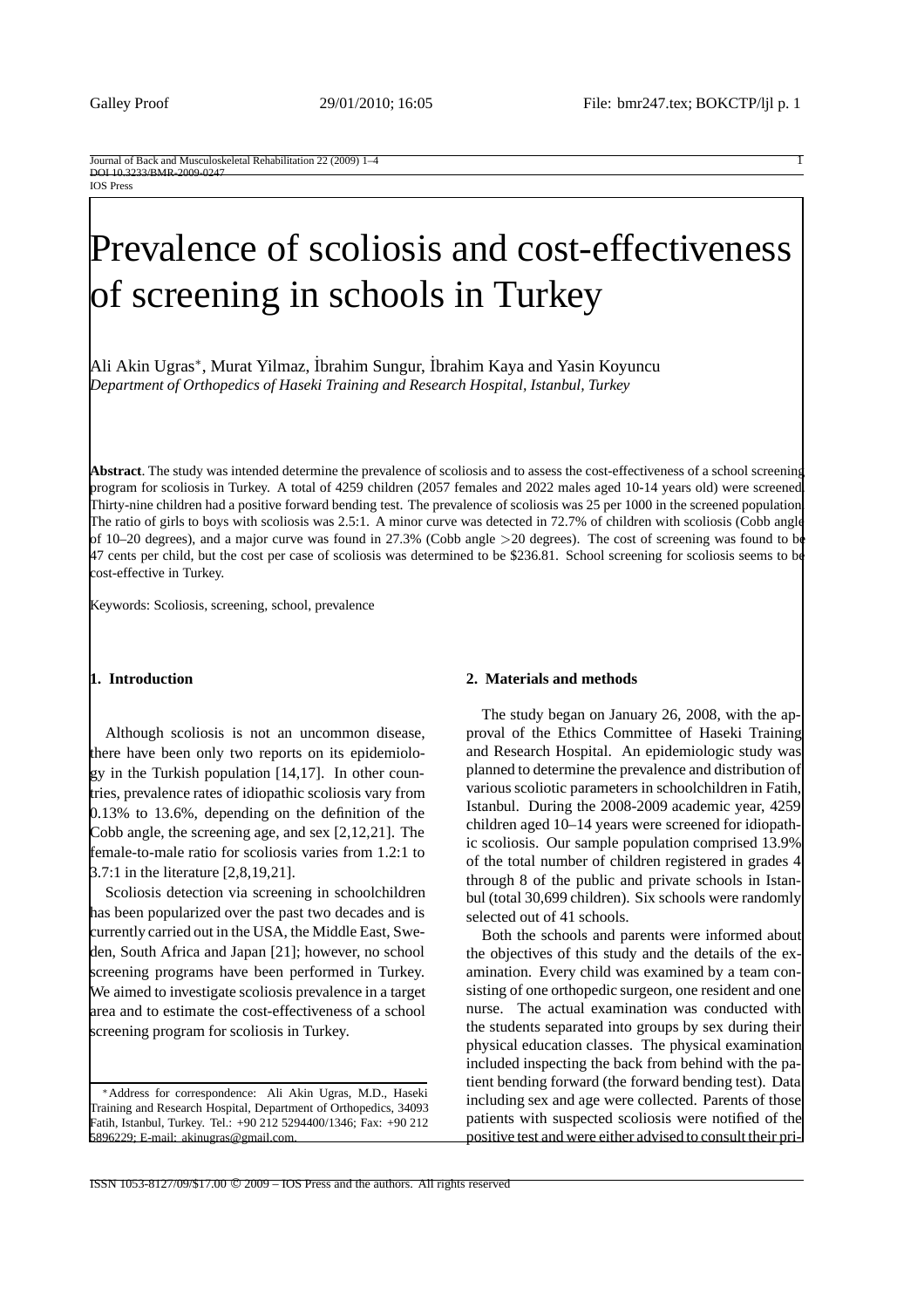# Prevalence of scoliosis and cost-effectiveness of screening in schools in Turkey

Ali Akin Ugras*, Murat Yilmaz, İbrahim Sungur, İbrahim Kaya and Yasin Koyuncu

*Department of Orthopedics of Haseki Training and Research Hospital, Istanbul, Turkey*

**Abstract**. The study was intended determine the prevalence of scoliosis and to assess the cost-effectiveness of a school screening program for scoliosis in Turkey. A total of 4259 children (2057 females and 2022 males aged 10-14 years old) were screened. Thirty-nine children had a positive forward bending test. The prevalence of scoliosis was 25 per 1000 in the screened population. The ratio of girls to boys with scoliosis was 2.5:1. A minor curve was detected in 72.7% of children with scoliosis (Cobb angle of 10–20 degrees), and a major curve was found in 27.3% (Cobb angle >20 degrees). The cost of screening was found to be 47 cents per child, but the cost per case of scoliosis was determined to be $236.81. School screening for scoliosis seems to be cost-effective in Turkey.

Keywords: Scoliosis, screening, school, prevalence

## 1. Introduction

Although scoliosis is not an uncommon disease, there have been only two reports on its epidemiology in the Turkish population [14,17]. In other countries, prevalence rates of idiopathic scoliosis vary from 0.13% to 13.6%, depending on the definition of the Cobb angle, the screening age, and sex [2,12,21]. The female-to-male ratio for scoliosis varies from 1.2:1 to 3.7:1 in the literature [2,8,19,21].

Scoliosis detection via screening in schoolchildren has been popularized over the past two decades and is currently carried out in the USA, the Middle East, Sweden, South Africa and Japan [21]; however, no school screening programs have been performed in Turkey. We aimed to investigate scoliosis prevalence in a target area and to estimate the cost-effectiveness of a school screening program for scoliosis in Turkey.

*Address for correspondence: Ali Akin Ugras, M.D., Haseki Training and Research Hospital, Department of Orthopedics, 34093 Fatih, Istanbul, Turkey. Tel.: +90 212 5294400/1346; Fax: +90 212 5896229; E-mail: akinugras@gmail.com.

## 2. Materials and methods

The study began on January 26, 2008, with the approval of the Ethics Committee of Haseki Training and Research Hospital. An epidemiologic study was planned to determine the prevalence and distribution of various scoliotic parameters in schoolchildren in Fatih, Istanbul. During the 2008-2009 academic year, 4259 children aged 10–14 years were screened for idiopathic scoliosis. Our sample population comprised 13.9% of the total number of children registered in grades 4 through 8 of the public and private schools in Istanbul (total 30,699 children). Six schools were randomly selected out of 41 schools.

Both the schools and parents were informed about the objectives of this study and the details of the examination. Every child was examined by a team consisting of one orthopedic surgeon, one resident and one nurse. The actual examination was conducted with the students separated into groups by sex during their physical education classes. The physical examination included inspecting the back from behind with the patient bending forward (the forward bending test). Data including sex and age were collected. Parents of those patients with suspected scoliosis were notified of the positive test and were either advised to consult their pri-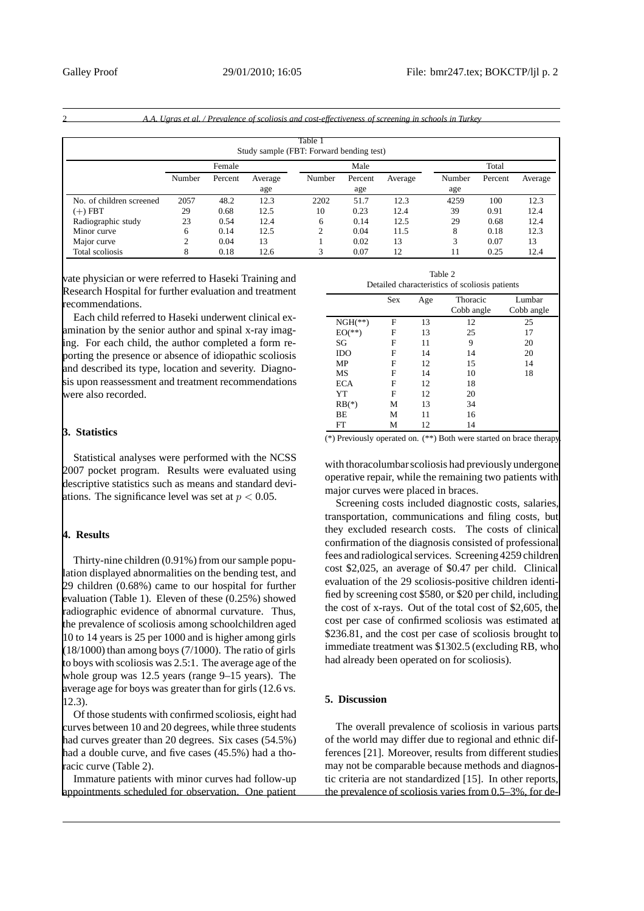Table 1
Study sample (FBT: Forward bending test)

| | Female | | | Male | | | Total | | |
|---|---|---|---|---|---|---|---|---|---|
| | Number | Percent | Average age | Number | Percent age | Average | Number age | Percent | Average |
| No. of children screened | 2057 | 48.2 | 12.3 | 2202 | 51.7 | 12.3 | 4259 | 100 | 12.3 |
| (+) FBT | 29 | 0.68 | 12.5 | 10 | 0.23 | 12.4 | 39 | 0.91 | 12.4 |
| Radiographic study | 23 | 0.54 | 12.4 | 6 | 0.14 | 12.5 | 29 | 0.68 | 12.4 |
| Minor curve | 6 | 0.14 | 12.5 | 2 | 0.04 | 11.5 | 8 | 0.18 | 12.3 |
| Major curve | 2 | 0.04 | 13 | 1 | 0.02 | 13 | 3 | 0.07 | 13 |
| Total scoliosis | 8 | 0.18 | 12.6 | 3 | 0.07 | 12 | 11 | 0.25 | 12.4 |

vate physician or were referred to Haseki Training and Research Hospital for further evaluation and treatment recommendations.

Each child referred to Haseki underwent clinical examination by the senior author and spinal x-ray imaging. For each child, the author completed a form reporting the presence or absence of idiopathic scoliosis and described its type, location and severity. Diagnosis upon reassessment and treatment recommendations were also recorded.

## 3. Statistics

Statistical analyses were performed with the NCSS 2007 pocket program. Results were evaluated using descriptive statistics such as means and standard deviations. The significance level was set at $p < 0.05$.

## 4. Results

Thirty-nine children (0.91%) from our sample population displayed abnormalities on the bending test, and 29 children (0.68%) came to our hospital for further evaluation (Table 1). Eleven of these (0.25%) showed radiographic evidence of abnormal curvature. Thus, the prevalence of scoliosis among schoolchildren aged 10 to 14 years is 25 per 1000 and is higher among girls (18/1000) than among boys (7/1000). The ratio of girls to boys with scoliosis was 2.5:1. The average age of the whole group was 12.5 years (range 9–15 years). The average age for boys was greater than for girls (12.6 vs. 12.3).

Of those students with confirmed scoliosis, eight had curves between 10 and 20 degrees, while three students had curves greater than 20 degrees. Six cases (54.5%) had a double curve, and five cases (45.5%) had a thoracic curve (Table 2).

Immature patients with minor curves had follow-up appointments scheduled for observation. One patient with thoracolumbar scoliosis had previously undergone operative repair, while the remaining two patients with major curves were placed in braces.

Table 2
Detailed characteristics of scoliosis patients

| | Sex | Age | Thoracic Cobb angle | Lumbar Cobb angle |
|---|---|---|---|---|
| NGH(**) | F | 13 | 12 | 25 |
| EO(**) | F | 13 | 25 | 17 |
| SG | F | 11 | 9 | 20 |
| IDO | F | 14 | 14 | 20 |
| MP | F | 12 | 15 | 14 |
| MS | F | 14 | 10 | 18 |
| ECA | F | 12 | 18 | |
| YT | F | 12 | 20 | |
| RB(*) | M | 13 | 34 | |
| BE | M | 11 | 16 | |
| FT | M | 12 | 14 | |

(*) Previously operated on. (**) Both were started on brace therapy.

Screening costs included diagnostic costs, salaries, transportation, communications and filing costs, but they excluded research costs. The costs of clinical confirmation of the diagnosis consisted of professional fees and radiological services. Screening 4259 children cost $2,025, an average of $0.47 per child. Clinical evaluation of the 29 scoliosis-positive children identified by screening cost $580, or $20 per child, including the cost of x-rays. Out of the total cost of $2,605, the cost per case of confirmed scoliosis was estimated at $236.81, and the cost per case of scoliosis brought to immediate treatment was $1302.5 (excluding RB, who had already been operated on for scoliosis).

## 5. Discussion

The overall prevalence of scoliosis in various parts of the world may differ due to regional and ethnic differences [21]. Moreover, results from different studies may not be comparable because methods and diagnostic criteria are not standardized [15]. In other reports, the prevalence of scoliosis varies from 0.5–3%, for de-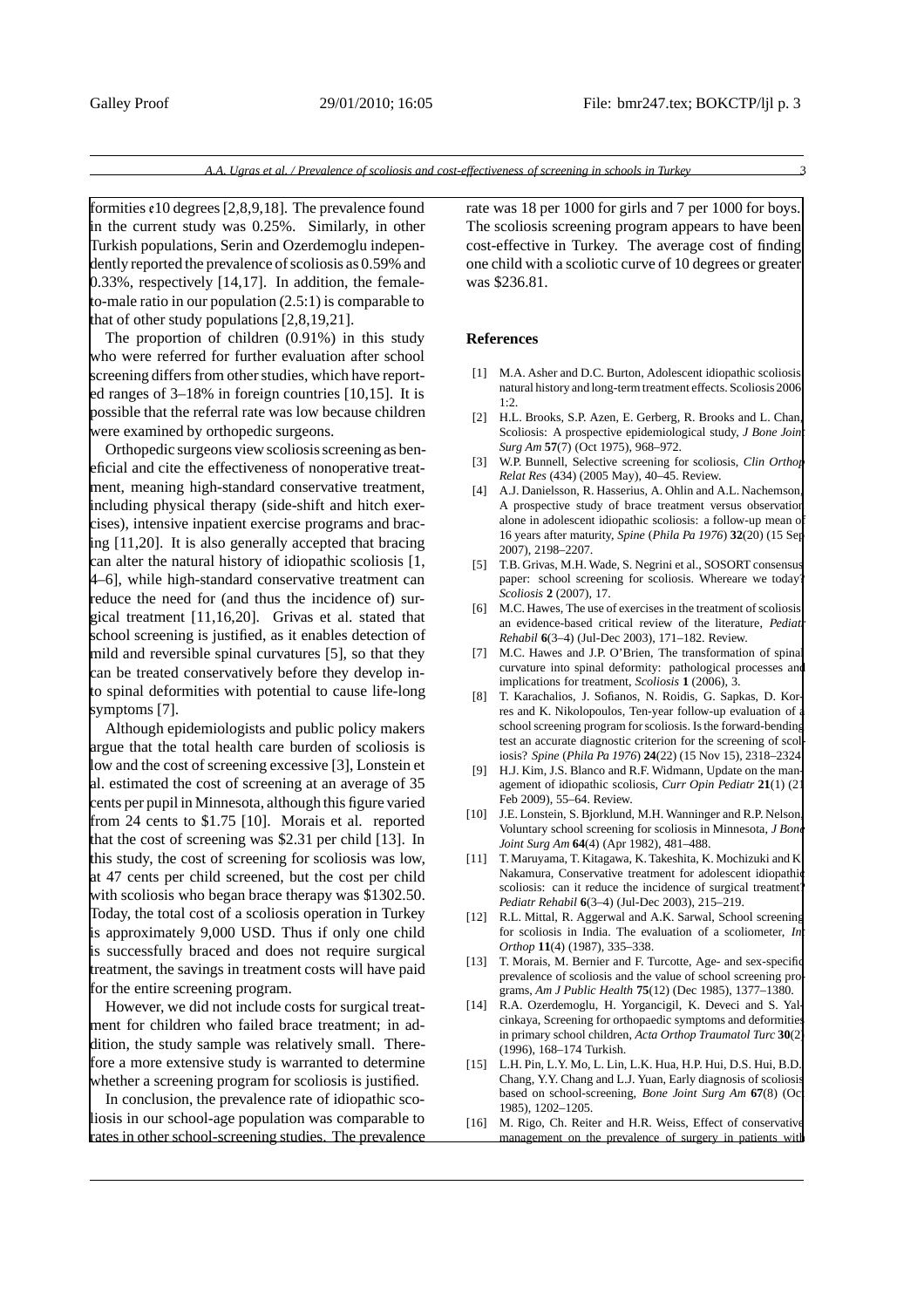formities ¢10 degrees [2,8,9,18]. The prevalence found in the current study was 0.25%. Similarly, in other Turkish populations, Serin and Ozerdemoglu independently reported the prevalence of scoliosis as 0.59% and 0.33%, respectively [14,17]. In addition, the female-to-male ratio in our population (2.5:1) is comparable to that of other study populations [2,8,19,21].

The proportion of children (0.91%) in this study who were referred for further evaluation after school screening differs from other studies, which have reported ranges of 3–18% in foreign countries [10,15]. It is possible that the referral rate was low because children were examined by orthopedic surgeons.

Orthopedic surgeons view scoliosis screening as beneficial and cite the effectiveness of nonoperative treatment, meaning high-standard conservative treatment, including physical therapy (side-shift and hitch exercises), intensive inpatient exercise programs and bracing [11,20]. It is also generally accepted that bracing can alter the natural history of idiopathic scoliosis [1, 4–6], while high-standard conservative treatment can reduce the need for (and thus the incidence of) surgical treatment [11,16,20]. Grivas et al. stated that school screening is justified, as it enables detection of mild and reversible spinal curvatures [5], so that they can be treated conservatively before they develop into spinal deformities with potential to cause life-long symptoms [7].

Although epidemiologists and public policy makers argue that the total health care burden of scoliosis is low and the cost of screening excessive [3], Lonstein et al. estimated the cost of screening at an average of 35 cents per pupil in Minnesota, although this figure varied from 24 cents to $1.75 [10]. Morais et al. reported that the cost of screening was $2.31 per child [13]. In this study, the cost of screening for scoliosis was low, at 47 cents per child screened, but the cost per child with scoliosis who began brace therapy was $1302.50. Today, the total cost of a scoliosis operation in Turkey is approximately 9,000 USD. Thus if only one child is successfully braced and does not require surgical treatment, the savings in treatment costs will have paid for the entire screening program.

However, we did not include costs for surgical treatment for children who failed brace treatment; in addition, the study sample was relatively small. Therefore a more extensive study is warranted to determine whether a screening program for scoliosis is justified.

In conclusion, the prevalence rate of idiopathic scoliosis in our school-age population was comparable to rates in other school-screening studies. The prevalence rate was 18 per 1000 for girls and 7 per 1000 for boys. The scoliosis screening program appears to have been cost-effective in Turkey. The average cost of finding one child with a scoliotic curve of 10 degrees or greater was $236.81.

## References

[1] M.A. Asher and D.C. Burton, Adolescent idiopathic scoliosis: natural history and long-term treatment effects. Scoliosis 2006; 1:2.

[2] H.L. Brooks, S.P. Azen, E. Gerberg, R. Brooks and L. Chan, Scoliosis: A prospective epidemiological study, *J Bone Joint Surg Am* **57**(7) (Oct 1975), 968–972.

[3] W.P. Bunnell, Selective screening for scoliosis, *Clin Orthop Relat Res* (434) (2005 May), 40–45. Review.

[4] A.J. Danielsson, R. Hasserius, A. Ohlin and A.L. Nachemson, A prospective study of brace treatment versus observation alone in adolescent idiopathic scoliosis: a follow-up mean of 16 years after maturity, *Spine* (*Phila Pa 1976*) **32**(20) (15 Sep 2007), 2198–2207.

[5] T.B. Grivas, M.H. Wade, S. Negrini et al., SOSORT consensus paper: school screening for scoliosis. Whereare we today? *Scoliosis* **2** (2007), 17.

[6] M.C. Hawes, The use of exercises in the treatment of scoliosis: an evidence-based critical review of the literature, *Pediatr Rehabil* **6**(3–4) (Jul-Dec 2003), 171–182. Review.

[7] M.C. Hawes and J.P. O'Brien, The transformation of spinal curvature into spinal deformity: pathological processes and implications for treatment, *Scoliosis* **1** (2006), 3.

[8] T. Karachalios, J. Sofianos, N. Roidis, G. Sapkas, D. Korres and K. Nikolopoulos, Ten-year follow-up evaluation of a school screening program for scoliosis. Is the forward-bending test an accurate diagnostic criterion for the screening of scoliosis? *Spine* (*Phila Pa 1976*) **24**(22) (15 Nov 15), 2318–2324.

[9] H.J. Kim, J.S. Blanco and R.F. Widmann, Update on the management of idiopathic scoliosis, *Curr Opin Pediatr* **21**(1) (21 Feb 2009), 55–64. Review.

[10] J.E. Lonstein, S. Bjorklund, M.H. Wanninger and R.P. Nelson, Voluntary school screening for scoliosis in Minnesota, *J Bone Joint Surg Am* **64**(4) (Apr 1982), 481–488.

[11] T. Maruyama, T. Kitagawa, K. Takeshita, K. Mochizuki and K. Nakamura, Conservative treatment for adolescent idiopathic scoliosis: can it reduce the incidence of surgical treatment? *Pediatr Rehabil* **6**(3–4) (Jul-Dec 2003), 215–219.

[12] R.L. Mittal, R. Aggerwal and A.K. Sarwal, School screening for scoliosis in India. The evaluation of a scoliometer, *Int Orthop* **11**(4) (1987), 335–338.

[13] T. Morais, M. Bernier and F. Turcotte, Age- and sex-specific prevalence of scoliosis and the value of school screening programs, *Am J Public Health* **75**(12) (Dec 1985), 1377–1380.

[14] R.A. Ozerdemoglu, H. Yorgancigil, K. Deveci and S. Yalcinkaya, Screening for orthopaedic symptoms and deformities in primary school children, *Acta Orthop Traumatol Turc* **30**(2) (1996), 168–174 Turkish.

[15] L.H. Pin, L.Y. Mo, L. Lin, L.K. Hua, H.P. Hui, D.S. Hui, B.D. Chang, Y.Y. Chang and L.J. Yuan, Early diagnosis of scoliosis based on school-screening, *Bone Joint Surg Am* **67**(8) (Oct 1985), 1202–1205.

[16] M. Rigo, Ch. Reiter and H.R. Weiss, Effect of conservative management on the prevalence of surgery in patients with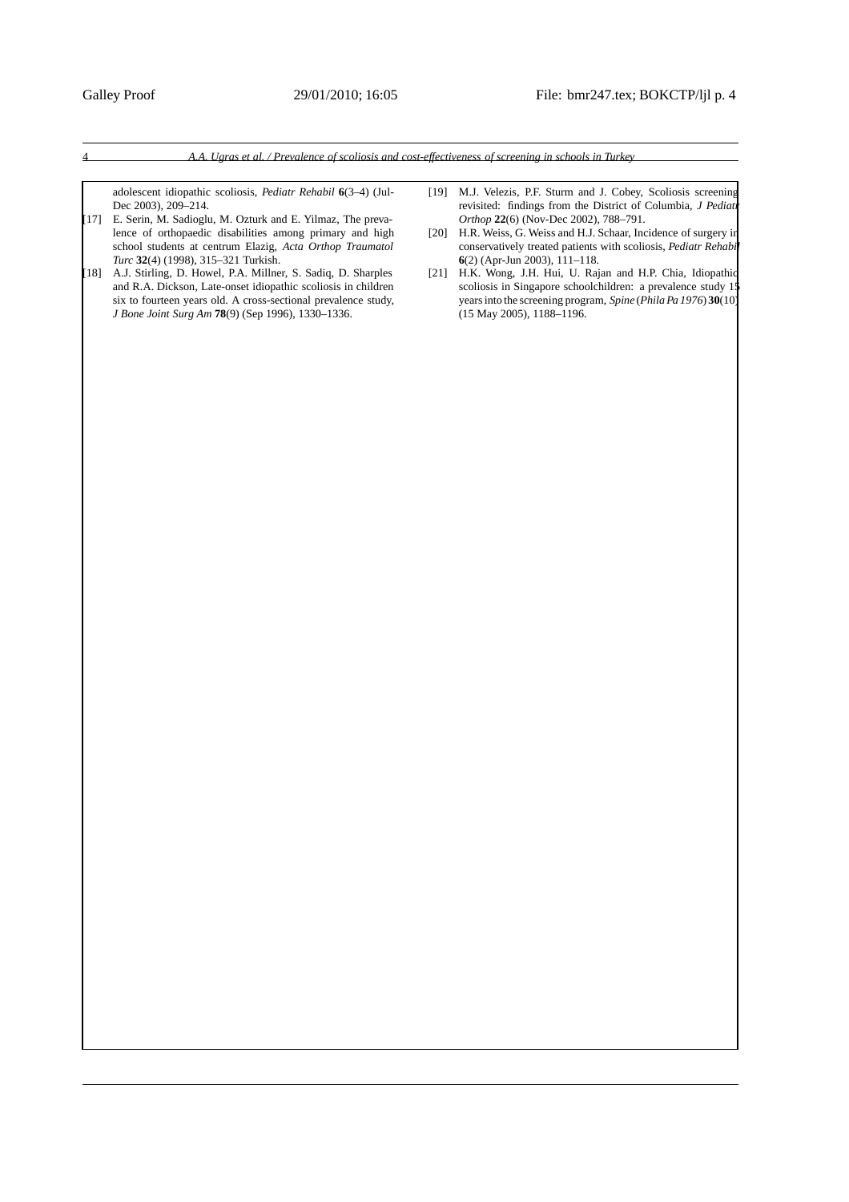adolescent idiopathic scoliosis, *Pediatr Rehabil* **6**(3–4) (Jul-Dec 2003), 209–214.

[17] E. Serin, M. Sadioglu, M. Ozturk and E. Yilmaz, The prevalence of orthopaedic disabilities among primary and high school students at centrum Elazig, *Acta Orthop Traumatol Turc* **32**(4) (1998), 315–321 Turkish.

[18] A.J. Stirling, D. Howel, P.A. Millner, S. Sadiq, D. Sharples and R.A. Dickson, Late-onset idiopathic scoliosis in children six to fourteen years old. A cross-sectional prevalence study, *J Bone Joint Surg Am* **78**(9) (Sep 1996), 1330–1336.

[19] M.J. Velezis, P.F. Sturm and J. Cobey, Scoliosis screening revisited: findings from the District of Columbia, *J Pediatr Orthop* **22**(6) (Nov-Dec 2002), 788–791.

[20] H.R. Weiss, G. Weiss and H.J. Schaar, Incidence of surgery in conservatively treated patients with scoliosis, *Pediatr Rehabil* **6**(2) (Apr-Jun 2003), 111–118.

[21] H.K. Wong, J.H. Hui, U. Rajan and H.P. Chia, Idiopathic scoliosis in Singapore schoolchildren: a prevalence study 15 years into the screening program, *Spine* (*Phila Pa 1976*) **30**(10) (15 May 2005), 1188–1196.